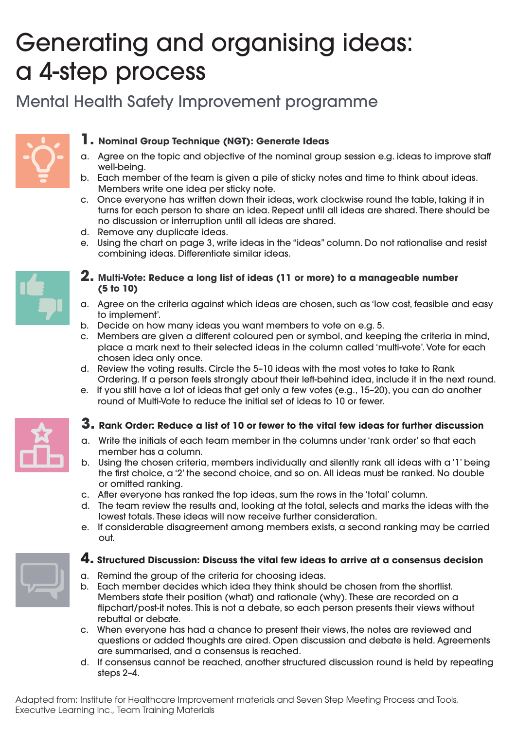# Generating and organising ideas: a 4-step process

## Mental Health Safety Improvement programme

### 1. Nominal Group Technique (NGT): Generate Ideas

a. Agree on the topic and objective of the nominal group session e.g. ideas to improve staff well-being.
b. Each member of the team is given a pile of sticky notes and time to think about ideas. Members write one idea per sticky note.
c. Once everyone has written down their ideas, work clockwise round the table, taking it in turns for each person to share an idea. Repeat until all ideas are shared. There should be no discussion or interruption until all ideas are shared.
d. Remove any duplicate ideas.
e. Using the chart on page 3, write ideas in the "ideas" column. Do not rationalise and resist combining ideas. Differentiate similar ideas.

### 2. Multi-Vote: Reduce a long list of ideas (11 or more) to a manageable number (5 to 10)

a. Agree on the criteria against which ideas are chosen, such as 'low cost, feasible and easy to implement'.
b. Decide on how many ideas you want members to vote on e.g. 5.
c. Members are given a different coloured pen or symbol, and keeping the criteria in mind, place a mark next to their selected ideas in the column called 'multi-vote'. Vote for each chosen idea only once.
d. Review the voting results. Circle the 5–10 ideas with the most votes to take to Rank Ordering. If a person feels strongly about their left-behind idea, include it in the next round.
e. If you still have a lot of ideas that get only a few votes (e.g., 15–20), you can do another round of Multi-Vote to reduce the initial set of ideas to 10 or fewer.

### 3. Rank Order: Reduce a list of 10 or fewer to the vital few ideas for further discussion

a. Write the initials of each team member in the columns under 'rank order' so that each member has a column.
b. Using the chosen criteria, members individually and silently rank all ideas with a '1' being the first choice, a '2' the second choice, and so on. All ideas must be ranked. No double or omitted ranking.
c. After everyone has ranked the top ideas, sum the rows in the 'total' column.
d. The team review the results and, looking at the total, selects and marks the ideas with the lowest totals. These ideas will now receive further consideration.
e. If considerable disagreement among members exists, a second ranking may be carried out.

### 4. Structured Discussion: Discuss the vital few ideas to arrive at a consensus decision

a. Remind the group of the criteria for choosing ideas.
b. Each member decides which idea they think should be chosen from the shortlist. Members state their position (what) and rationale (why). These are recorded on a flipchart/post-it notes. This is not a debate, so each person presents their views without rebuttal or debate.
c. When everyone has had a chance to present their views, the notes are reviewed and questions or added thoughts are aired. Open discussion and debate is held. Agreements are summarised, and a consensus is reached.
d. If consensus cannot be reached, another structured discussion round is held by repeating steps 2–4.

Adapted from: Institute for Healthcare Improvement materials and Seven Step Meeting Process and Tools, Executive Learning Inc., Team Training Materials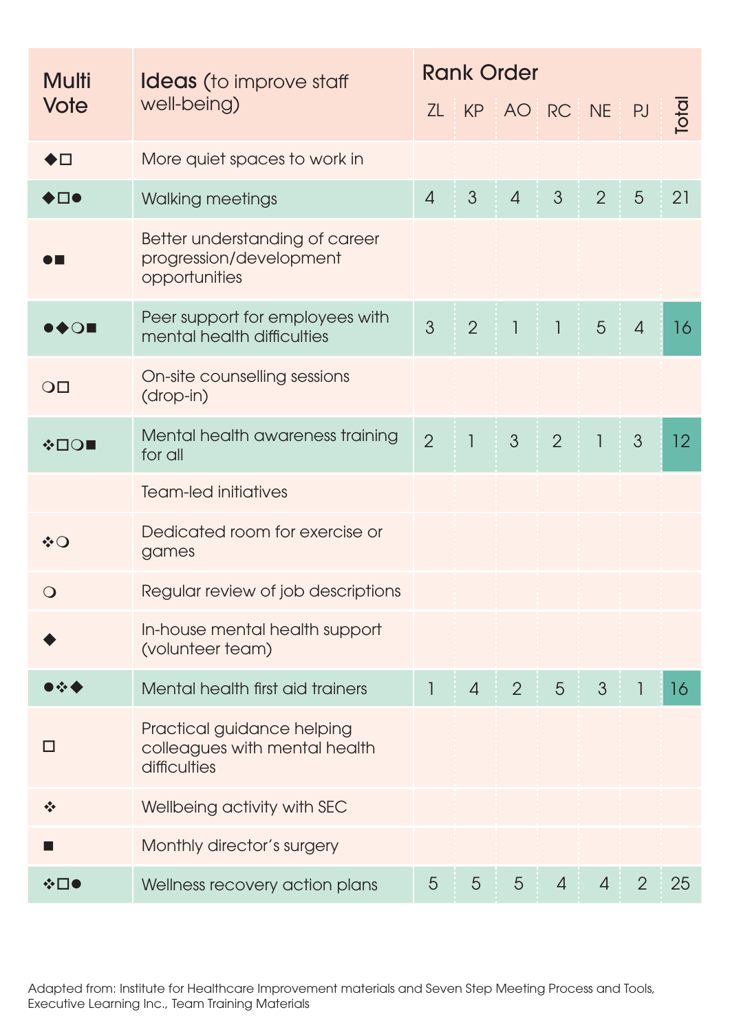| Multi Vote | Ideas (to improve staff well-being) | Rank Order | | | | | | |
|---|---|---|---|---|---|---|---|---|
| | | ZL | KP | AO | RC | NE | PJ | Total |
| ◆□ | More quiet spaces to work in | | | | | | | |
| ◆□● | Walking meetings | 4 | 3 | 4 | 3 | 2 | 5 | 21 |
| ●■ | Better understanding of career progression/development opportunities | | | | | | | |
| ●◆❍■ | Peer support for employees with mental health difficulties | 3 | 2 | 1 | 1 | 5 | 4 | 16 |
| ❍□ | On-site counselling sessions (drop-in) | | | | | | | |
| ❖□❍■ | Mental health awareness training for all | 2 | 1 | 3 | 2 | 1 | 3 | 12 |
| | Team-led initiatives | | | | | | | |
| ❖❍ | Dedicated room for exercise or games | | | | | | | |
| ❍ | Regular review of job descriptions | | | | | | | |
| ◆ | In-house mental health support (volunteer team) | | | | | | | |
| ●❖◆ | Mental health first aid trainers | 1 | 4 | 2 | 5 | 3 | 1 | 16 |
| □ | Practical guidance helping colleagues with mental health difficulties | | | | | | | |
| ❖ | Wellbeing activity with SEC | | | | | | | |
| ■ | Monthly director's surgery | | | | | | | |
| ❖□● | Wellness recovery action plans | 5 | 5 | 5 | 4 | 4 | 2 | 25 |

Adapted from: Institute for Healthcare Improvement materials and Seven Step Meeting Process and Tools, Executive Learning Inc., Team Training Materials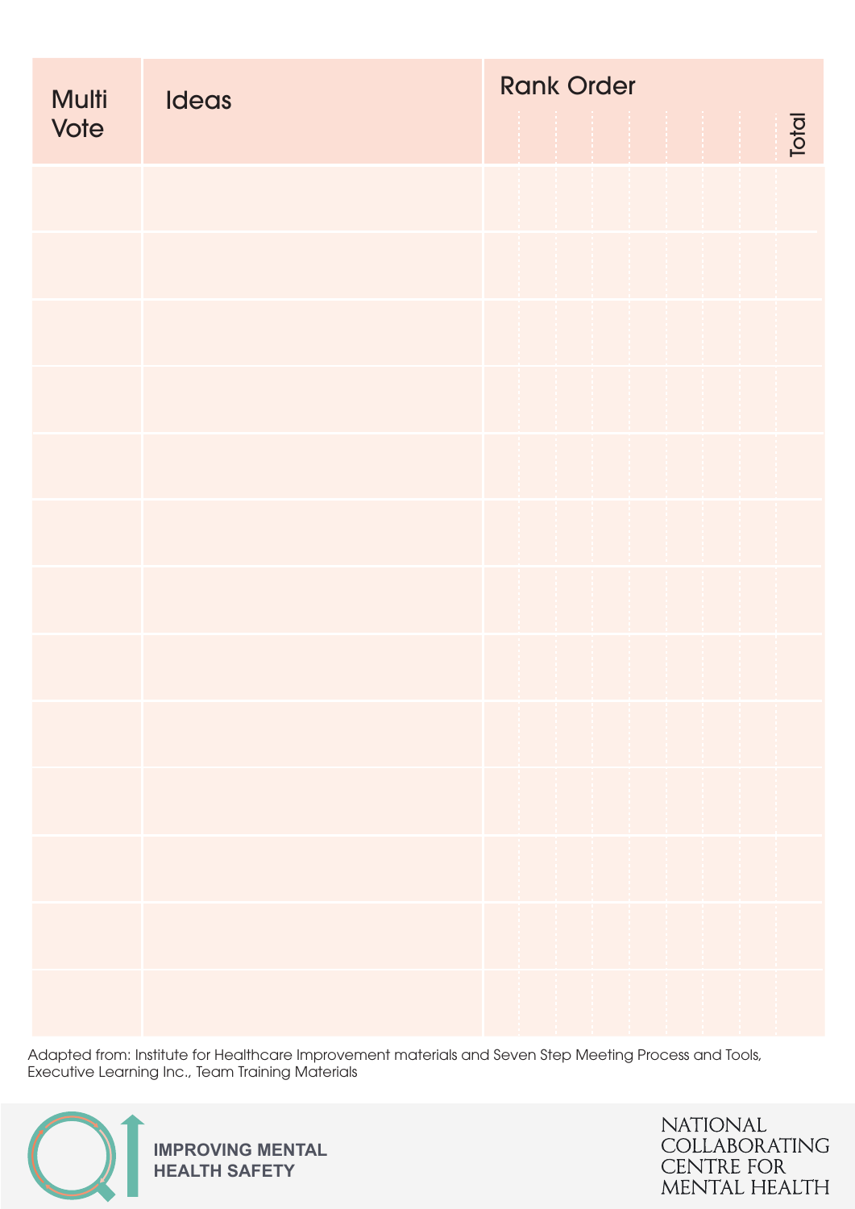| Multi Vote | Ideas | Rank Order | | | | | | | | Total |
|---|---|---|---|---|---|---|---|---|---|---|
| | | | | | | | | | | |
| | | | | | | | | | | |
| | | | | | | | | | | |
| | | | | | | | | | | |
| | | | | | | | | | | |
| | | | | | | | | | | |
| | | | | | | | | | | |
| | | | | | | | | | | |
| | | | | | | | | | | |
| | | | | | | | | | | |
| | | | | | | | | | | |
| | | | | | | | | | | |
| | | | | | | | | | | |

Adapted from: Institute for Healthcare Improvement materials and Seven Step Meeting Process and Tools, Executive Learning Inc., Team Training Materials

IMPROVING MENTAL HEALTH SAFETY

NATIONAL COLLABORATING CENTRE FOR MENTAL HEALTH